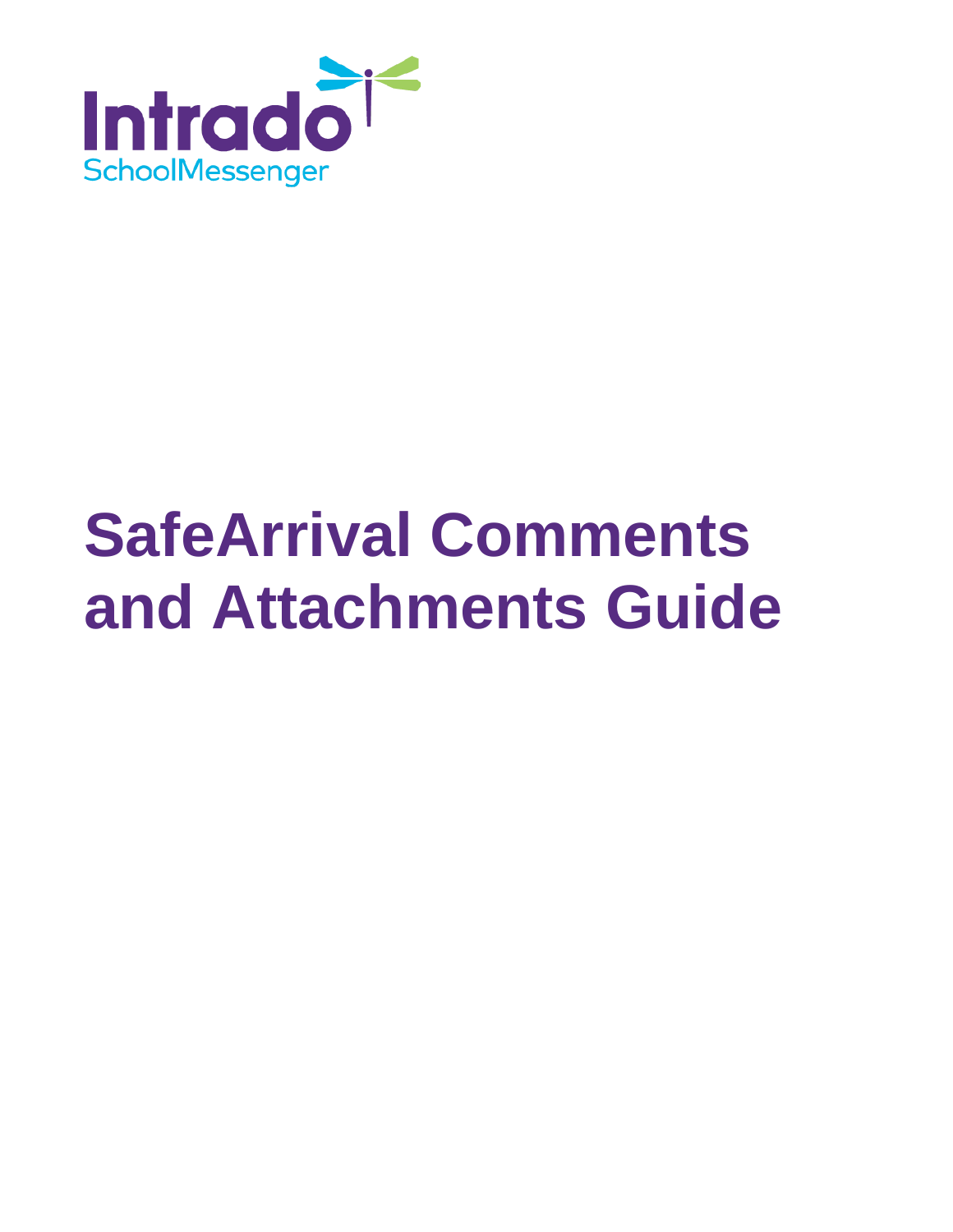Intrado
SchoolMessenger

# SafeArrival Comments and Attachments Guide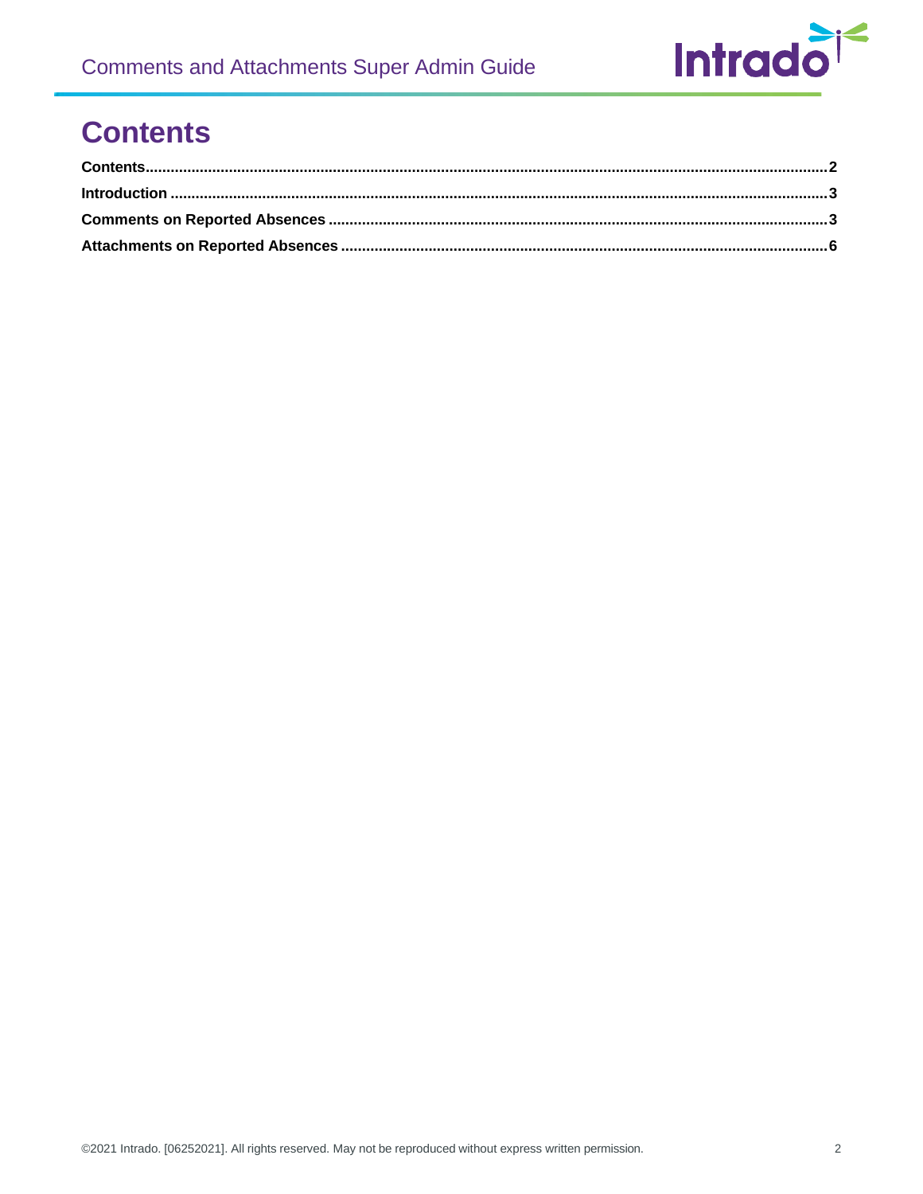# Contents

**Contents** ........................................................................................................................................ **2**

**Introduction** ..................................................................................................................................... **3**

**Comments on Reported Absences** ................................................................................................. **3**

**Attachments on Reported Absences** .............................................................................................. **6**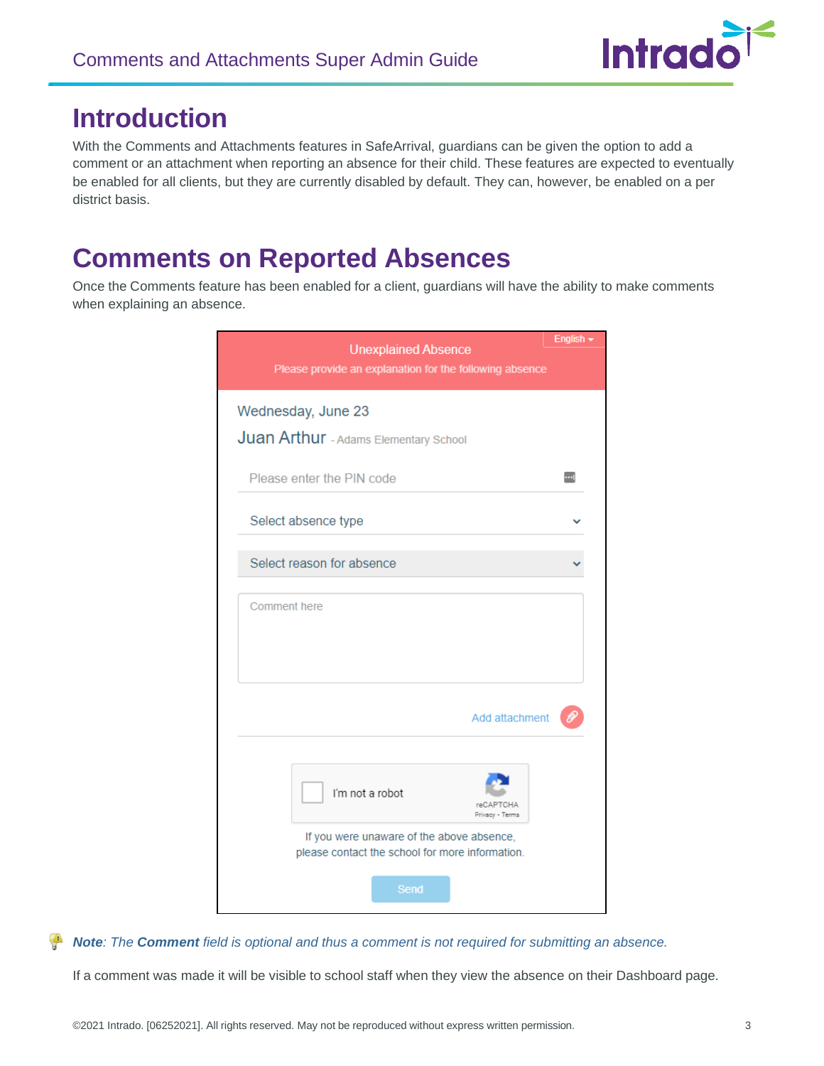# Introduction

With the Comments and Attachments features in SafeArrival, guardians can be given the option to add a comment or an attachment when reporting an absence for their child. These features are expected to eventually be enabled for all clients, but they are currently disabled by default. They can, however, be enabled on a per district basis.

# Comments on Reported Absences

Once the Comments feature has been enabled for a client, guardians will have the ability to make comments when explaining an absence.

***Note**: The **Comment** field is optional and thus a comment is not required for submitting an absence.*

If a comment was made it will be visible to school staff when they view the absence on their Dashboard page.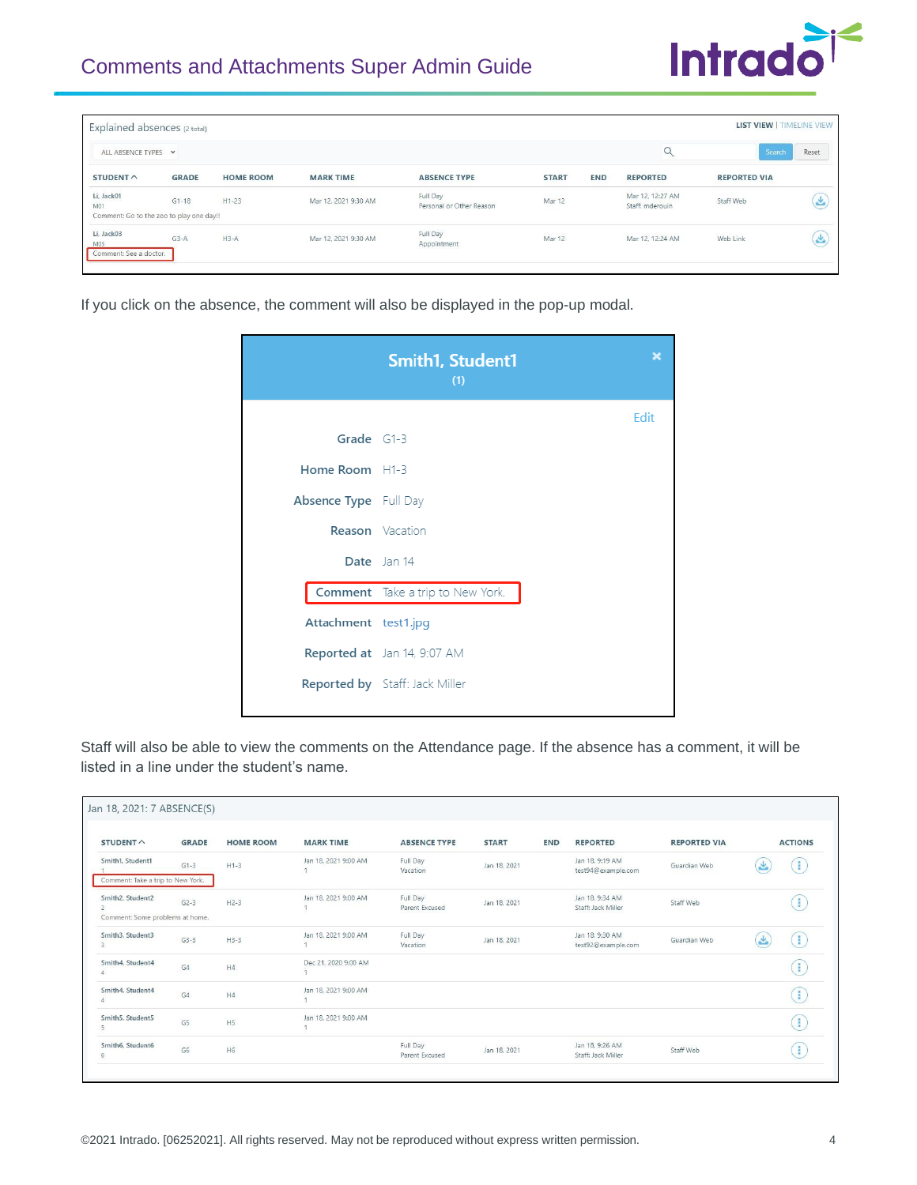Explained absences (2 total)

LIST VIEW | TIMELINE VIEW

ALL ABSENCE TYPES

| STUDENT | GRADE | HOME ROOM | MARK TIME | ABSENCE TYPE | START | END | REPORTED | REPORTED VIA |
|---|---|---|---|---|---|---|---|---|
| Li, Jack01 M01 Comment: Go to the zoo to play one day!! | G1-18 | H1-23 | Mar 12, 2021 9:30 AM | Full Day Personal or Other Reason | Mar 12 | | Mar 12, 12:27 AM Staff: mderouin | Staff Web |
| Li, Jack03 M03 Comment: See a doctor. | G3-A | H3-A | Mar 12, 2021 9:30 AM | Full Day Appointment | Mar 12 | | Mar 12, 12:24 AM | Web Link |

If you click on the absence, the comment will also be displayed in the pop-up modal.

**Smith1, Student1**
(1)

Edit

| | |
|---|---|
| Grade | G1-3 |
| Home Room | H1-3 |
| Absence Type | Full Day |
| Reason | Vacation |
| Date | Jan 14 |
| Comment | Take a trip to New York. |
| Attachment | test1.jpg |
| Reported at | Jan 14, 9:07 AM |
| Reported by | Staff: Jack Miller |

Staff will also be able to view the comments on the Attendance page. If the absence has a comment, it will be listed in a line under the student's name.

Jan 18, 2021: 7 ABSENCE(S)

| STUDENT | GRADE | HOME ROOM | MARK TIME | ABSENCE TYPE | START | END | REPORTED | REPORTED VIA | ACTIONS |
|---|---|---|---|---|---|---|---|---|---|
| Smith1, Student1 1 Comment: Take a trip to New York. | G1-3 | H1-3 | Jan 18, 2021 9:00 AM 1 | Full Day Vacation | Jan 18, 2021 | | Jan 18, 9:19 AM test94@example.com | Guardian Web | |
| Smith2, Student2 2 Comment: Some problems at home. | G2-3 | H2-3 | Jan 18, 2021 9:00 AM 1 | Full Day Parent Excused | Jan 18, 2021 | | Jan 18, 9:34 AM Staff: Jack Miller | Staff Web | |
| Smith3, Student3 3 | G3-3 | H3-3 | Jan 18, 2021 9:00 AM 1 | Full Day Vacation | Jan 18, 2021 | | Jan 18, 9:30 AM test92@example.com | Guardian Web | |
| Smith4, Student4 4 | G4 | H4 | Dec 21, 2020 9:00 AM 1 | | | | | | |
| Smith4, Student4 4 | G4 | H4 | Jan 18, 2021 9:00 AM 1 | | | | | | |
| Smith5, Student5 5 | G5 | H5 | Jan 18, 2021 9:00 AM 1 | | | | | | |
| Smith6, Student6 6 | G6 | H6 | | Full Day Parent Excused | Jan 18, 2021 | | Jan 18, 9:26 AM Staff: Jack Miller | Staff Web | |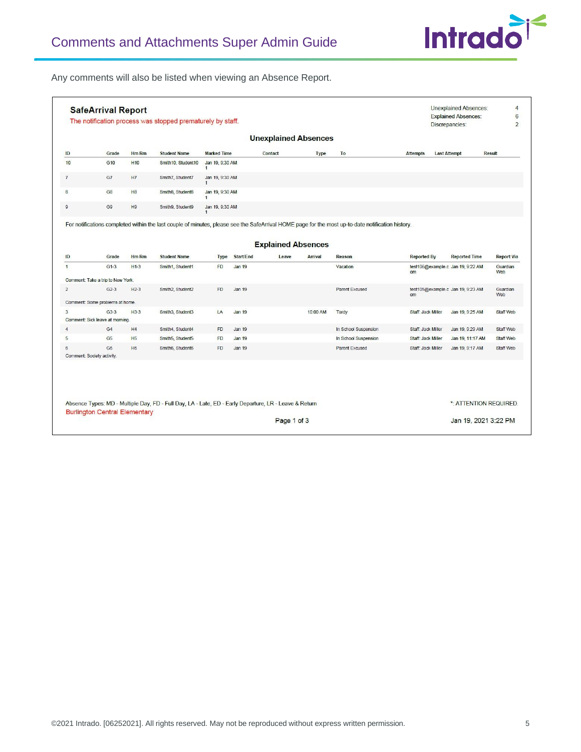Any comments will also be listed when viewing an Absence Report.

**SafeArrival Report**

The notification process was stopped prematurely by staff.

| | |
|---|---|
| Unexplained Absences: | 4 |
| Explained Absences: | 6 |
| Discrepancies: | 2 |

### Unexplained Absences

| ID | Grade | Hm Rm | Student Name | Marked Time | Contact | Type | To | Attempts | Last Attempt | Result |
|---|---|---|---|---|---|---|---|---|---|---|
| 10 | G10 | H10 | Smith10, Student10 | Jan 19, 9:30 AM 1 | | | | | | |
| 7 | G7 | H7 | Smith7, Student7 | Jan 19, 9:30 AM 1 | | | | | | |
| 8 | G8 | H8 | Smith8, Student8 | Jan 19, 9:30 AM 1 | | | | | | |
| 9 | G9 | H9 | Smith9, Student9 | Jan 19, 9:30 AM 1 | | | | | | |

For notifications completed within the last couple of minutes, please see the SafeArrival HOME page for the most up-to-date notification history.

### Explained Absences

| ID | Grade | Hm Rm | Student Name | Type | Start/End | Leave | Arrival | Reason | Reported By | Reported Time | Report Via |
|---|---|---|---|---|---|---|---|---|---|---|---|
| 1 | G1-3 | H1-3 | Smith1, Student1 | FD | Jan 19 | | | Vacation | test106@example.com | Jan 19, 9:22 AM | Guardian Web |
| Comment: Take a trip to New York. | | | | | | | | | | | |
| 2 | G2-3 | H2-3 | Smith2, Student2 | FD | Jan 19 | | | Parent Excused | test105@example.com | Jan 19, 9:23 AM | Guardian Web |
| Comment: Some problems at home. | | | | | | | | | | | |
| 3 | G3-3 | H3-3 | Smith3, Student3 | LA | Jan 19 | | 10:00 AM | Tardy | Staff: Jack Miller | Jan 19, 9:25 AM | Staff Web |
| Comment: Sick leave at morning. | | | | | | | | | | | |
| 4 | G4 | H4 | Smith4, Student4 | FD | Jan 19 | | | In School Suspension | Staff: Jack Miller | Jan 19, 9:29 AM | Staff Web |
| 5 | G5 | H5 | Smith5, Student5 | FD | Jan 19 | | | In School Suspension | Staff: Jack Miller | Jan 19, 11:17 AM | Staff Web |
| 6 | G6 | H6 | Smith6, Student6 | FD | Jan 19 | | | Parent Excused | Staff: Jack Miller | Jan 19, 9:17 AM | Staff Web |
| Comment: Society activity. | | | | | | | | | | | |

Absence Types: MD - Multiple Day, FD - Full Day, LA - Late, ED - Early Departure, LR - Leave & Return

*: ATTENTION REQUIRED.

Burlington Central Elementary

Page 1 of 3

Jan 19, 2021 3:22 PM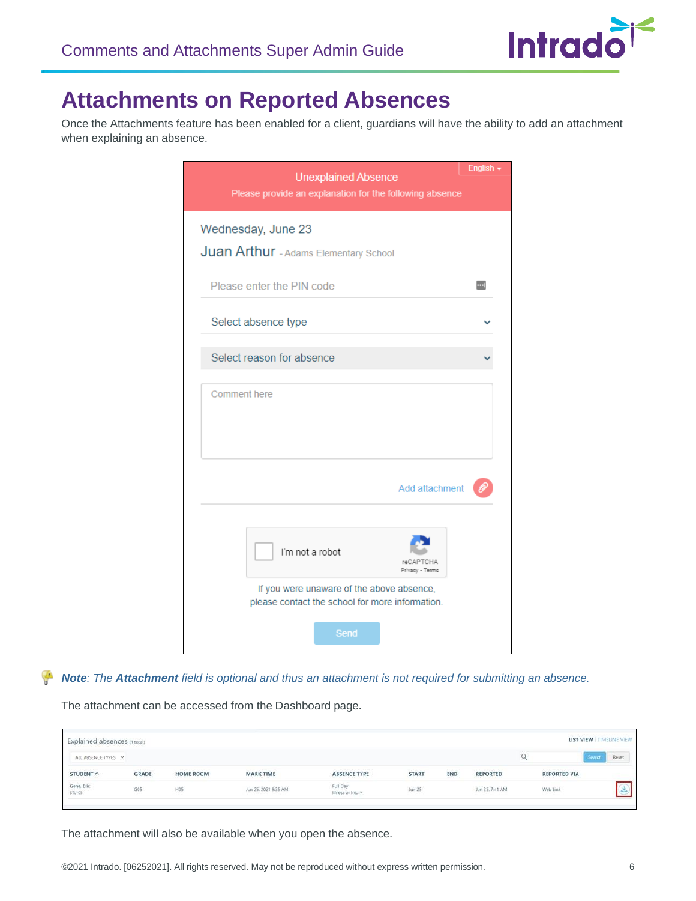# Attachments on Reported Absences

Once the Attachments feature has been enabled for a client, guardians will have the ability to add an attachment when explaining an absence.

***Note**: The **Attachment** field is optional and thus an attachment is not required for submitting an absence.*

The attachment can be accessed from the Dashboard page.

The attachment will also be available when you open the absence.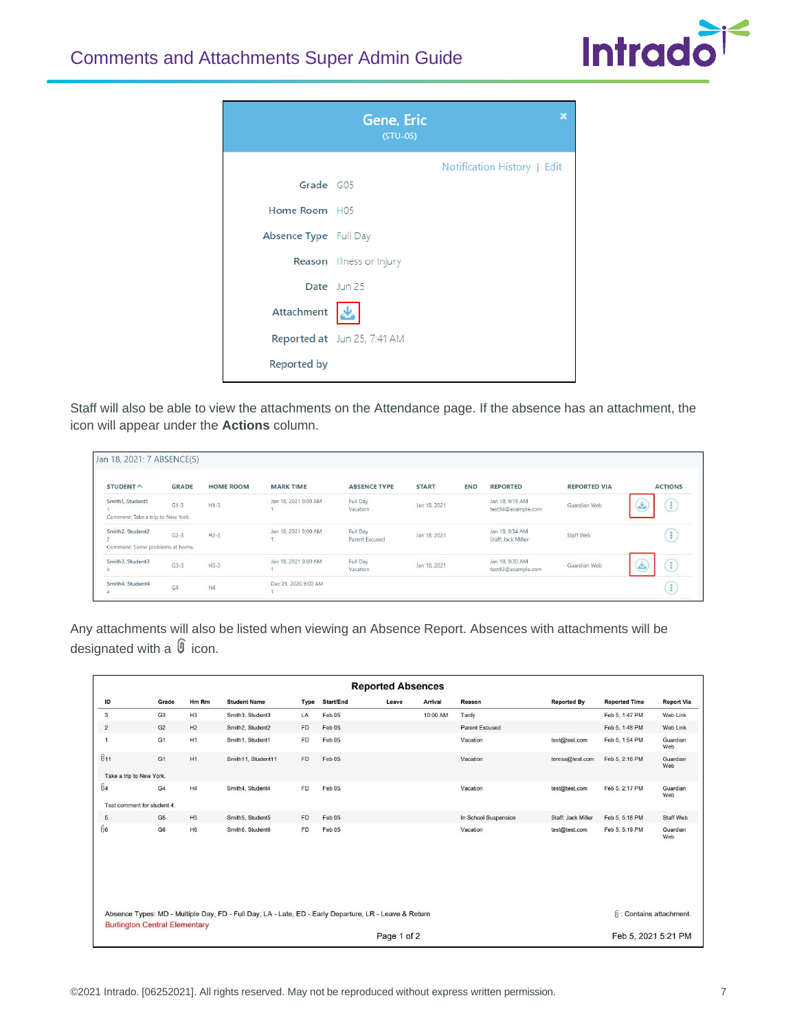Gene, Eric
(STU-05)

Notification History | Edit

| | |
|---|---|
| Grade | G05 |
| Home Room | H05 |
| Absence Type | Full Day |
| Reason | Illness or Injury |
| Date | Jun 25 |
| Attachment | |
| Reported at | Jun 25, 7:41 AM |
| Reported by | |

Staff will also be able to view the attachments on the Attendance page. If the absence has an attachment, the icon will appear under the **Actions** column.

Jan 18, 2021: 7 ABSENCE(S)

| STUDENT | GRADE | HOME ROOM | MARK TIME | ABSENCE TYPE | START | END | REPORTED | REPORTED VIA | ACTIONS |
|---|---|---|---|---|---|---|---|---|---|
| Smith1, Student1 1 Comment: Take a trip to New York. | G1-3 | H1-3 | Jan 18, 2021 9:00 AM 1 | Full Day Vacation | Jan 18, 2021 | | Jan 18, 9:19 AM test94@example.com | Guardian Web | |
| Smith2, Student2 2 Comment: Some problems at home. | G2-3 | H2-3 | Jan 18, 2021 9:00 AM 1 | Full Day Parent Excused | Jan 18, 2021 | | Jan 18, 9:34 AM Staff: Jack Miller | Staff Web | |
| Smith3, Student3 3 | G3-3 | H3-3 | Jan 18, 2021 9:00 AM 1 | Full Day Vacation | Jan 18, 2021 | | Jan 18, 9:30 AM test92@example.com | Guardian Web | |
| Smith4, Student4 4 | G4 | H4 | Dec 21, 2020 9:00 AM 1 | | | | | | |

Any attachments will also be listed when viewing an Absence Report. Absences with attachments will be designated with a 📎 icon.

**Reported Absences**

| ID | Grade | Hm Rm | Student Name | Type | Start/End | Leave | Arrival | Reason | Reported By | Reported Time | Report Via |
|---|---|---|---|---|---|---|---|---|---|---|---|
| 3 | G3 | H3 | Smith3, Student3 | LA | Feb 05 | | 10:00 AM | Tardy | | Feb 5, 1:47 PM | Web Link |
| 2 | G2 | H2 | Smith2, Student2 | FD | Feb 05 | | | Parent Excused | | Feb 5, 1:48 PM | Web Link |
| 1 | G1 | H1 | Smith1, Student1 | FD | Feb 05 | | | Vacation | test@test.com | Feb 5, 1:54 PM | Guardian Web |
| 📎11 | G1 | H1 | Smith11, Student11 | FD | Feb 05 | | | Vacation | teresa@test.com | Feb 5, 2:16 PM | Guardian Web |
| Take a trip to New York. | | | | | | | | | | | |
| 📎4 | G4 | H4 | Smith4, Student4 | FD | Feb 05 | | | Vacation | test@test.com | Feb 5, 2:17 PM | Guardian Web |
| Test comment for student 4. | | | | | | | | | | | |
| 5 | G5 | H5 | Smith5, Student5 | FD | Feb 05 | | | In School Suspension | Staff: Jack Miller | Feb 5, 5:18 PM | Staff Web |
| 📎6 | G6 | H6 | Smith6, Student6 | FD | Feb 05 | | | Vacation | test@test.com | Feb 5, 5:19 PM | Guardian Web |

Absence Types: MD - Multiple Day, FD - Full Day, LA - Late, ED - Early Departure, LR - Leave & Return

📎 : Contains attachment.

Burlington Central Elementary

Page 1 of 2

Feb 5, 2021 5:21 PM